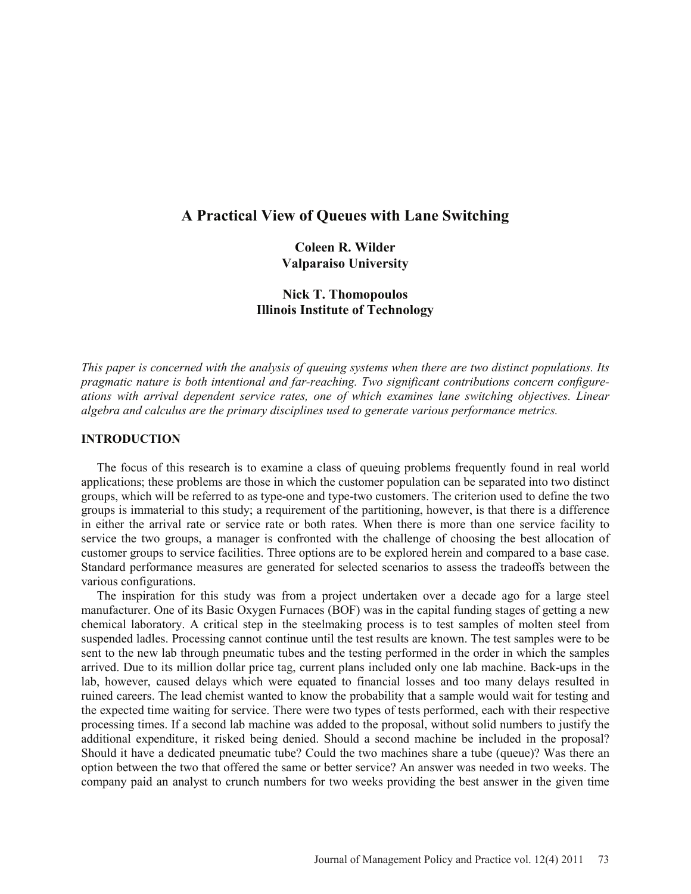# A Practical View of Queues with Lane Switching

**Coleen R. Wilder**
**Valparaiso University**

**Nick T. Thomopoulos**
**Illinois Institute of Technology**

*This paper is concerned with the analysis of queuing systems when there are two distinct populations. Its pragmatic nature is both intentional and far-reaching. Two significant contributions concern configurations with arrival dependent service rates, one of which examines lane switching objectives. Linear algebra and calculus are the primary disciplines used to generate various performance metrics.*

## INTRODUCTION

The focus of this research is to examine a class of queuing problems frequently found in real world applications; these problems are those in which the customer population can be separated into two distinct groups, which will be referred to as type-one and type-two customers. The criterion used to define the two groups is immaterial to this study; a requirement of the partitioning, however, is that there is a difference in either the arrival rate or service rate or both rates. When there is more than one service facility to service the two groups, a manager is confronted with the challenge of choosing the best allocation of customer groups to service facilities. Three options are to be explored herein and compared to a base case. Standard performance measures are generated for selected scenarios to assess the tradeoffs between the various configurations.

The inspiration for this study was from a project undertaken over a decade ago for a large steel manufacturer. One of its Basic Oxygen Furnaces (BOF) was in the capital funding stages of getting a new chemical laboratory. A critical step in the steelmaking process is to test samples of molten steel from suspended ladles. Processing cannot continue until the test results are known. The test samples were to be sent to the new lab through pneumatic tubes and the testing performed in the order in which the samples arrived. Due to its million dollar price tag, current plans included only one lab machine. Back-ups in the lab, however, caused delays which were equated to financial losses and too many delays resulted in ruined careers. The lead chemist wanted to know the probability that a sample would wait for testing and the expected time waiting for service. There were two types of tests performed, each with their respective processing times. If a second lab machine was added to the proposal, without solid numbers to justify the additional expenditure, it risked being denied. Should a second machine be included in the proposal? Should it have a dedicated pneumatic tube? Could the two machines share a tube (queue)? Was there an option between the two that offered the same or better service? An answer was needed in two weeks. The company paid an analyst to crunch numbers for two weeks providing the best answer in the given time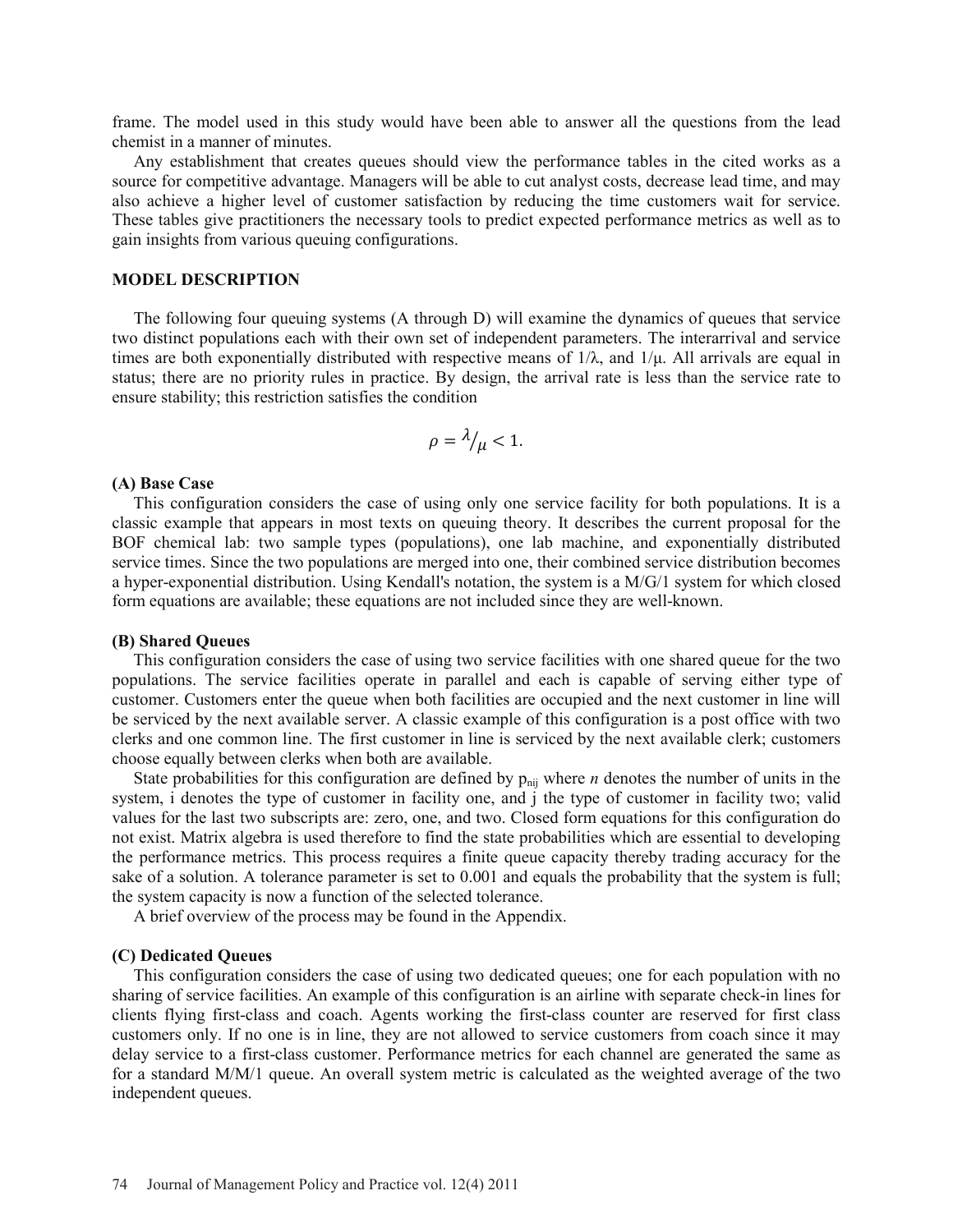frame. The model used in this study would have been able to answer all the questions from the lead chemist in a manner of minutes.

Any establishment that creates queues should view the performance tables in the cited works as a source for competitive advantage. Managers will be able to cut analyst costs, decrease lead time, and may also achieve a higher level of customer satisfaction by reducing the time customers wait for service. These tables give practitioners the necessary tools to predict expected performance metrics as well as to gain insights from various queuing configurations.

## MODEL DESCRIPTION

The following four queuing systems (A through D) will examine the dynamics of queues that service two distinct populations each with their own set of independent parameters. The interarrival and service times are both exponentially distributed with respective means of $1/\lambda$, and $1/\mu$. All arrivals are equal in status; there are no priority rules in practice. By design, the arrival rate is less than the service rate to ensure stability; this restriction satisfies the condition

$$\rho = \lambda/\mu < 1.$$

### (A) Base Case

This configuration considers the case of using only one service facility for both populations. It is a classic example that appears in most texts on queuing theory. It describes the current proposal for the BOF chemical lab: two sample types (populations), one lab machine, and exponentially distributed service times. Since the two populations are merged into one, their combined service distribution becomes a hyper-exponential distribution. Using Kendall's notation, the system is a M/G/1 system for which closed form equations are available; these equations are not included since they are well-known.

### (B) Shared Queues

This configuration considers the case of using two service facilities with one shared queue for the two populations. The service facilities operate in parallel and each is capable of serving either type of customer. Customers enter the queue when both facilities are occupied and the next customer in line will be serviced by the next available server. A classic example of this configuration is a post office with two clerks and one common line. The first customer in line is serviced by the next available clerk; customers choose equally between clerks when both are available.

State probabilities for this configuration are defined by $p_{nij}$ where *n* denotes the number of units in the system, i denotes the type of customer in facility one, and j the type of customer in facility two; valid values for the last two subscripts are: zero, one, and two. Closed form equations for this configuration do not exist. Matrix algebra is used therefore to find the state probabilities which are essential to developing the performance metrics. This process requires a finite queue capacity thereby trading accuracy for the sake of a solution. A tolerance parameter is set to 0.001 and equals the probability that the system is full; the system capacity is now a function of the selected tolerance.

A brief overview of the process may be found in the Appendix.

### (C) Dedicated Queues

This configuration considers the case of using two dedicated queues; one for each population with no sharing of service facilities. An example of this configuration is an airline with separate check-in lines for clients flying first-class and coach. Agents working the first-class counter are reserved for first class customers only. If no one is in line, they are not allowed to service customers from coach since it may delay service to a first-class customer. Performance metrics for each channel are generated the same as for a standard M/M/1 queue. An overall system metric is calculated as the weighted average of the two independent queues.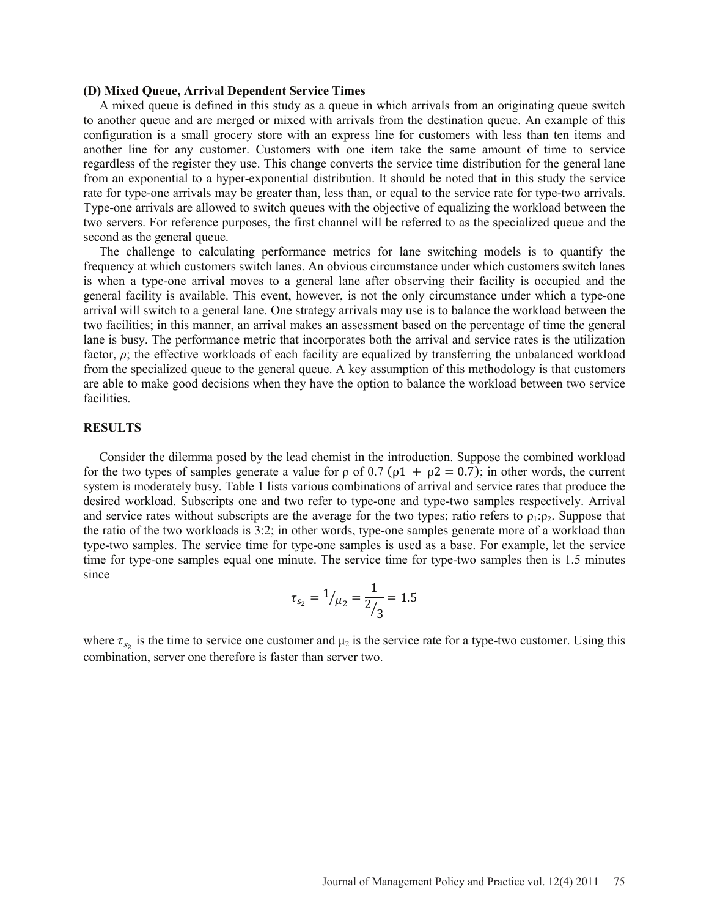**(D) Mixed Queue, Arrival Dependent Service Times**

A mixed queue is defined in this study as a queue in which arrivals from an originating queue switch to another queue and are merged or mixed with arrivals from the destination queue. An example of this configuration is a small grocery store with an express line for customers with less than ten items and another line for any customer. Customers with one item take the same amount of time to service regardless of the register they use. This change converts the service time distribution for the general lane from an exponential to a hyper-exponential distribution. It should be noted that in this study the service rate for type-one arrivals may be greater than, less than, or equal to the service rate for type-two arrivals. Type-one arrivals are allowed to switch queues with the objective of equalizing the workload between the two servers. For reference purposes, the first channel will be referred to as the specialized queue and the second as the general queue.

The challenge to calculating performance metrics for lane switching models is to quantify the frequency at which customers switch lanes. An obvious circumstance under which customers switch lanes is when a type-one arrival moves to a general lane after observing their facility is occupied and the general facility is available. This event, however, is not the only circumstance under which a type-one arrival will switch to a general lane. One strategy arrivals may use is to balance the workload between the two facilities; in this manner, an arrival makes an assessment based on the percentage of time the general lane is busy. The performance metric that incorporates both the arrival and service rates is the utilization factor, $\rho$; the effective workloads of each facility are equalized by transferring the unbalanced workload from the specialized queue to the general queue. A key assumption of this methodology is that customers are able to make good decisions when they have the option to balance the workload between two service facilities.

## RESULTS

Consider the dilemma posed by the lead chemist in the introduction. Suppose the combined workload for the two types of samples generate a value for $\rho$ of 0.7 ($\rho 1 + \rho 2 = 0.7$); in other words, the current system is moderately busy. Table 1 lists various combinations of arrival and service rates that produce the desired workload. Subscripts one and two refer to type-one and type-two samples respectively. Arrival and service rates without subscripts are the average for the two types; ratio refers to $\rho_1$:$\rho_2$. Suppose that the ratio of the two workloads is 3:2; in other words, type-one samples generate more of a workload than type-two samples. The service time for type-one samples is used as a base. For example, let the service time for type-one samples equal one minute. The service time for type-two samples then is 1.5 minutes since

$$\tau_{s_2} = 1/\mu_2 = \frac{1}{2/3} = 1.5$$

where $\tau_{s_2}$ is the time to service one customer and $\mu_2$ is the service rate for a type-two customer. Using this combination, server one therefore is faster than server two.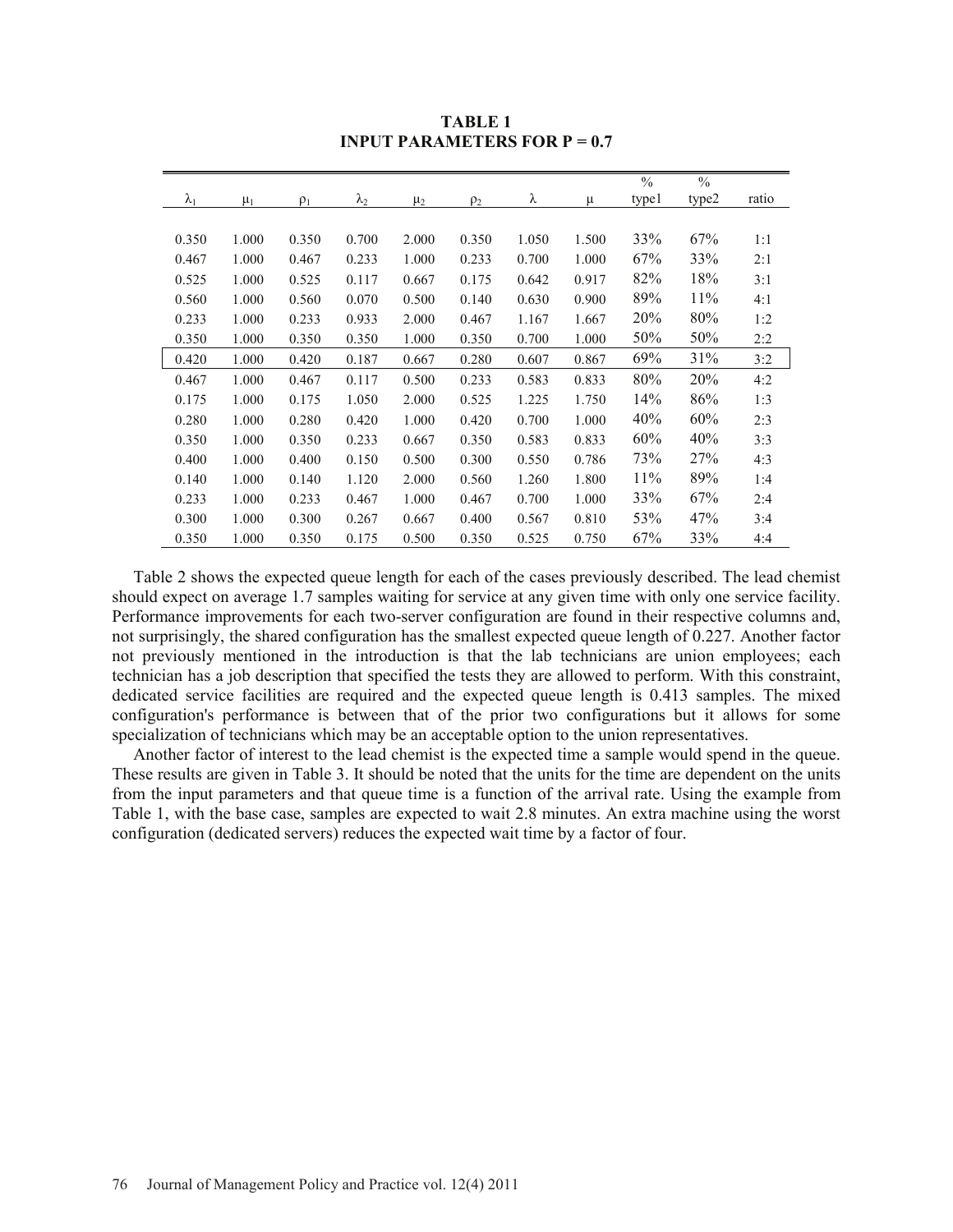**TABLE 1**
**INPUT PARAMETERS FOR P = 0.7**

| $\lambda_1$ | $\mu_1$ | $\rho_1$ | $\lambda_2$ | $\mu_2$ | $\rho_2$ | $\lambda$ | $\mu$ | % type1 | % type2 | ratio |
|---|---|---|---|---|---|---|---|---|---|---|
| 0.350 | 1.000 | 0.350 | 0.700 | 2.000 | 0.350 | 1.050 | 1.500 | 33% | 67% | 1:1 |
| 0.467 | 1.000 | 0.467 | 0.233 | 1.000 | 0.233 | 0.700 | 1.000 | 67% | 33% | 2:1 |
| 0.525 | 1.000 | 0.525 | 0.117 | 0.667 | 0.175 | 0.642 | 0.917 | 82% | 18% | 3:1 |
| 0.560 | 1.000 | 0.560 | 0.070 | 0.500 | 0.140 | 0.630 | 0.900 | 89% | 11% | 4:1 |
| 0.233 | 1.000 | 0.233 | 0.933 | 2.000 | 0.467 | 1.167 | 1.667 | 20% | 80% | 1:2 |
| 0.350 | 1.000 | 0.350 | 0.350 | 1.000 | 0.350 | 0.700 | 1.000 | 50% | 50% | 2:2 |
| 0.420 | 1.000 | 0.420 | 0.187 | 0.667 | 0.280 | 0.607 | 0.867 | 69% | 31% | 3:2 |
| 0.467 | 1.000 | 0.467 | 0.117 | 0.500 | 0.233 | 0.583 | 0.833 | 80% | 20% | 4:2 |
| 0.175 | 1.000 | 0.175 | 1.050 | 2.000 | 0.525 | 1.225 | 1.750 | 14% | 86% | 1:3 |
| 0.280 | 1.000 | 0.280 | 0.420 | 1.000 | 0.420 | 0.700 | 1.000 | 40% | 60% | 2:3 |
| 0.350 | 1.000 | 0.350 | 0.233 | 0.667 | 0.350 | 0.583 | 0.833 | 60% | 40% | 3:3 |
| 0.400 | 1.000 | 0.400 | 0.150 | 0.500 | 0.300 | 0.550 | 0.786 | 73% | 27% | 4:3 |
| 0.140 | 1.000 | 0.140 | 1.120 | 2.000 | 0.560 | 1.260 | 1.800 | 11% | 89% | 1:4 |
| 0.233 | 1.000 | 0.233 | 0.467 | 1.000 | 0.467 | 0.700 | 1.000 | 33% | 67% | 2:4 |
| 0.300 | 1.000 | 0.300 | 0.267 | 0.667 | 0.400 | 0.567 | 0.810 | 53% | 47% | 3:4 |
| 0.350 | 1.000 | 0.350 | 0.175 | 0.500 | 0.350 | 0.525 | 0.750 | 67% | 33% | 4:4 |

Table 2 shows the expected queue length for each of the cases previously described. The lead chemist should expect on average 1.7 samples waiting for service at any given time with only one service facility. Performance improvements for each two-server configuration are found in their respective columns and, not surprisingly, the shared configuration has the smallest expected queue length of 0.227. Another factor not previously mentioned in the introduction is that the lab technicians are union employees; each technician has a job description that specified the tests they are allowed to perform. With this constraint, dedicated service facilities are required and the expected queue length is 0.413 samples. The mixed configuration's performance is between that of the prior two configurations but it allows for some specialization of technicians which may be an acceptable option to the union representatives.

Another factor of interest to the lead chemist is the expected time a sample would spend in the queue. These results are given in Table 3. It should be noted that the units for the time are dependent on the units from the input parameters and that queue time is a function of the arrival rate. Using the example from Table 1, with the base case, samples are expected to wait 2.8 minutes. An extra machine using the worst configuration (dedicated servers) reduces the expected wait time by a factor of four.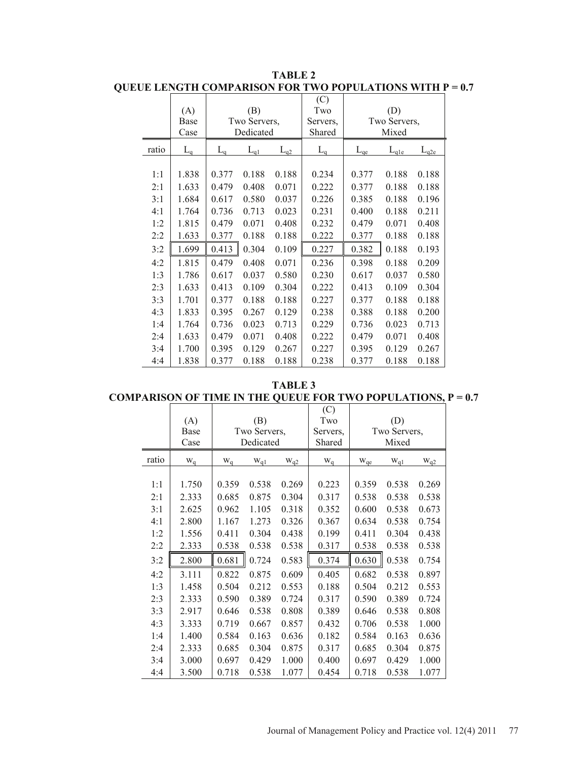**TABLE 2**
**QUEUE LENGTH COMPARISON FOR TWO POPULATIONS WITH P = 0.7**

| | (A) Base Case | (B) Two Servers, Dedicated | | | (C) Two Servers, Shared | (D) Two Servers, Mixed | | |
|---|---|---|---|---|---|---|---|---|
| ratio | $L_q$ | $L_q$ | $L_{q1}$ | $L_{q2}$ | $L_q$ | $L_{qe}$ | $L_{q1e}$ | $L_{q2e}$ |
| 1:1 | 1.838 | 0.377 | 0.188 | 0.188 | 0.234 | 0.377 | 0.188 | 0.188 |
| 2:1 | 1.633 | 0.479 | 0.408 | 0.071 | 0.222 | 0.377 | 0.188 | 0.188 |
| 3:1 | 1.684 | 0.617 | 0.580 | 0.037 | 0.226 | 0.385 | 0.188 | 0.196 |
| 4:1 | 1.764 | 0.736 | 0.713 | 0.023 | 0.231 | 0.400 | 0.188 | 0.211 |
| 1:2 | 1.815 | 0.479 | 0.071 | 0.408 | 0.232 | 0.479 | 0.071 | 0.408 |
| 2:2 | 1.633 | 0.377 | 0.188 | 0.188 | 0.222 | 0.377 | 0.188 | 0.188 |
| 3:2 | 1.699 | 0.413 | 0.304 | 0.109 | 0.227 | 0.382 | 0.188 | 0.193 |
| 4:2 | 1.815 | 0.479 | 0.408 | 0.071 | 0.236 | 0.398 | 0.188 | 0.209 |
| 1:3 | 1.786 | 0.617 | 0.037 | 0.580 | 0.230 | 0.617 | 0.037 | 0.580 |
| 2:3 | 1.633 | 0.413 | 0.109 | 0.304 | 0.222 | 0.413 | 0.109 | 0.304 |
| 3:3 | 1.701 | 0.377 | 0.188 | 0.188 | 0.227 | 0.377 | 0.188 | 0.188 |
| 4:3 | 1.833 | 0.395 | 0.267 | 0.129 | 0.238 | 0.388 | 0.188 | 0.200 |
| 1:4 | 1.764 | 0.736 | 0.023 | 0.713 | 0.229 | 0.736 | 0.023 | 0.713 |
| 2:4 | 1.633 | 0.479 | 0.071 | 0.408 | 0.222 | 0.479 | 0.071 | 0.408 |
| 3:4 | 1.700 | 0.395 | 0.129 | 0.267 | 0.227 | 0.395 | 0.129 | 0.267 |
| 4:4 | 1.838 | 0.377 | 0.188 | 0.188 | 0.238 | 0.377 | 0.188 | 0.188 |

**TABLE 3**
**COMPARISON OF TIME IN THE QUEUE FOR TWO POPULATIONS, P = 0.7**

| | (A) Base Case | (B) Two Servers, Dedicated | | | (C) Two Servers, Shared | (D) Two Servers, Mixed | | |
|---|---|---|---|---|---|---|---|---|
| ratio | $w_q$ | $w_q$ | $w_{q1}$ | $w_{q2}$ | $w_q$ | $w_{qe}$ | $w_{q1}$ | $w_{q2}$ |
| 1:1 | 1.750 | 0.359 | 0.538 | 0.269 | 0.223 | 0.359 | 0.538 | 0.269 |
| 2:1 | 2.333 | 0.685 | 0.875 | 0.304 | 0.317 | 0.538 | 0.538 | 0.538 |
| 3:1 | 2.625 | 0.962 | 1.105 | 0.318 | 0.352 | 0.600 | 0.538 | 0.673 |
| 4:1 | 2.800 | 1.167 | 1.273 | 0.326 | 0.367 | 0.634 | 0.538 | 0.754 |
| 1:2 | 1.556 | 0.411 | 0.304 | 0.438 | 0.199 | 0.411 | 0.304 | 0.438 |
| 2:2 | 2.333 | 0.538 | 0.538 | 0.538 | 0.317 | 0.538 | 0.538 | 0.538 |
| 3:2 | 2.800 | 0.681 | 0.724 | 0.583 | 0.374 | 0.630 | 0.538 | 0.754 |
| 4:2 | 3.111 | 0.822 | 0.875 | 0.609 | 0.405 | 0.682 | 0.538 | 0.897 |
| 1:3 | 1.458 | 0.504 | 0.212 | 0.553 | 0.188 | 0.504 | 0.212 | 0.553 |
| 2:3 | 2.333 | 0.590 | 0.389 | 0.724 | 0.317 | 0.590 | 0.389 | 0.724 |
| 3:3 | 2.917 | 0.646 | 0.538 | 0.808 | 0.389 | 0.646 | 0.538 | 0.808 |
| 4:3 | 3.333 | 0.719 | 0.667 | 0.857 | 0.432 | 0.706 | 0.538 | 1.000 |
| 1:4 | 1.400 | 0.584 | 0.163 | 0.636 | 0.182 | 0.584 | 0.163 | 0.636 |
| 2:4 | 2.333 | 0.685 | 0.304 | 0.875 | 0.317 | 0.685 | 0.304 | 0.875 |
| 3:4 | 3.000 | 0.697 | 0.429 | 1.000 | 0.400 | 0.697 | 0.429 | 1.000 |
| 4:4 | 3.500 | 0.718 | 0.538 | 1.077 | 0.454 | 0.718 | 0.538 | 1.077 |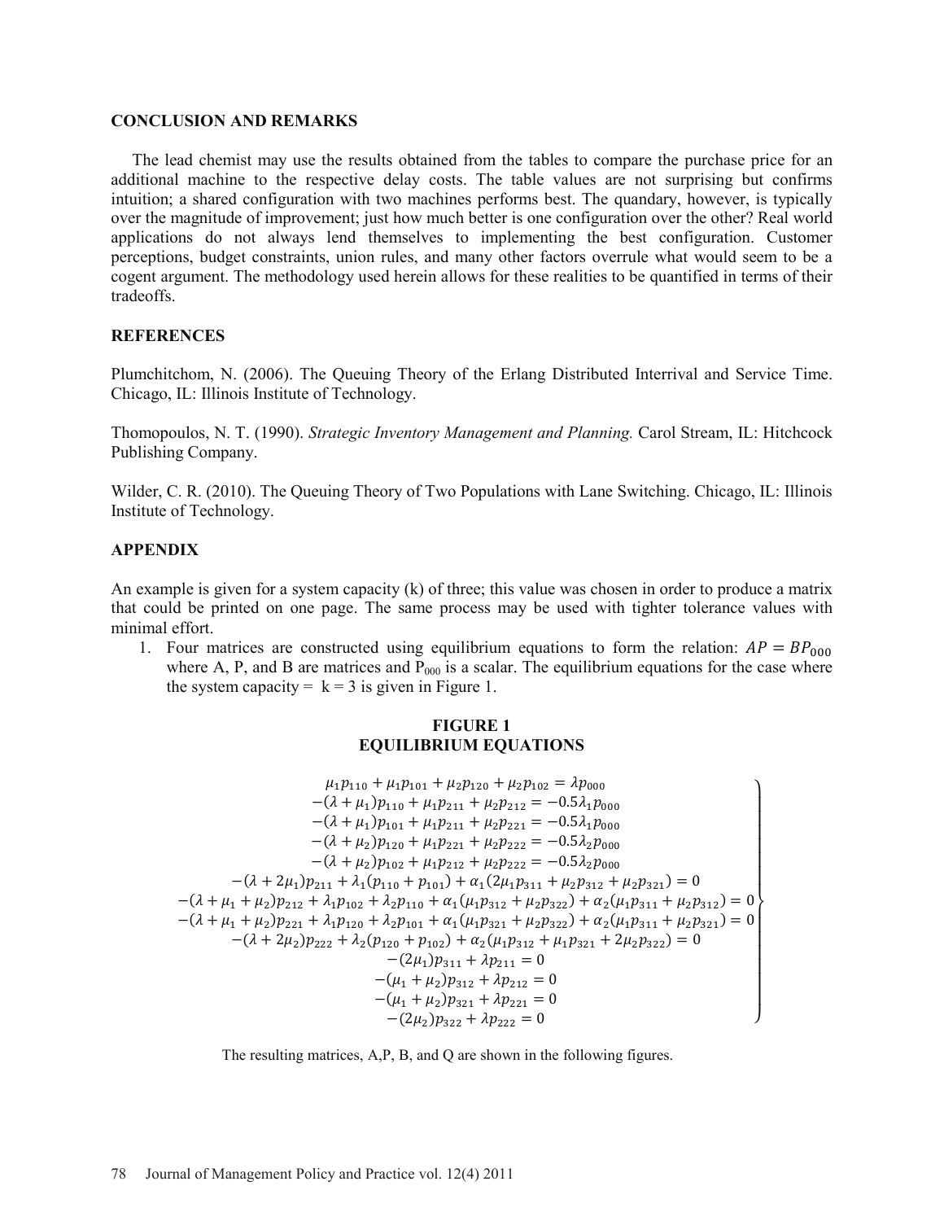## CONCLUSION AND REMARKS

The lead chemist may use the results obtained from the tables to compare the purchase price for an additional machine to the respective delay costs. The table values are not surprising but confirms intuition; a shared configuration with two machines performs best. The quandary, however, is typically over the magnitude of improvement; just how much better is one configuration over the other? Real world applications do not always lend themselves to implementing the best configuration. Customer perceptions, budget constraints, union rules, and many other factors overrule what would seem to be a cogent argument. The methodology used herein allows for these realities to be quantified in terms of their tradeoffs.

## REFERENCES

Plumchitchom, N. (2006). The Queuing Theory of the Erlang Distributed Interrival and Service Time. Chicago, IL: Illinois Institute of Technology.

Thomopoulos, N. T. (1990). *Strategic Inventory Management and Planning.* Carol Stream, IL: Hitchcock Publishing Company.

Wilder, C. R. (2010). The Queuing Theory of Two Populations with Lane Switching. Chicago, IL: Illinois Institute of Technology.

## APPENDIX

An example is given for a system capacity (k) of three; this value was chosen in order to produce a matrix that could be printed on one page. The same process may be used with tighter tolerance values with minimal effort.

1. Four matrices are constructed using equilibrium equations to form the relation: $AP = BP_{000}$ where A, P, and B are matrices and $P_{000}$ is a scalar. The equilibrium equations for the case where the system capacity = k = 3 is given in Figure 1.

**FIGURE 1**
**EQUILIBRIUM EQUATIONS**

$$
\left.
\begin{array}{c}
\mu_1 p_{110} + \mu_1 p_{101} + \mu_2 p_{120} + \mu_2 p_{102} = \lambda p_{000} \\
-(\lambda + \mu_1) p_{110} + \mu_1 p_{211} + \mu_2 p_{212} = -0.5\lambda_1 p_{000} \\
-(\lambda + \mu_1) p_{101} + \mu_1 p_{211} + \mu_2 p_{221} = -0.5\lambda_1 p_{000} \\
-(\lambda + \mu_2) p_{120} + \mu_1 p_{221} + \mu_2 p_{222} = -0.5\lambda_2 p_{000} \\
-(\lambda + \mu_2) p_{102} + \mu_1 p_{212} + \mu_2 p_{222} = -0.5\lambda_2 p_{000} \\
-(\lambda + 2\mu_1) p_{211} + \lambda_1 (p_{110} + p_{101}) + \alpha_1 (2\mu_1 p_{311} + \mu_2 p_{312} + \mu_2 p_{321}) = 0 \\
-(\lambda + \mu_1 + \mu_2) p_{212} + \lambda_1 p_{102} + \lambda_2 p_{110} + \alpha_1 (\mu_1 p_{312} + \mu_2 p_{322}) + \alpha_2 (\mu_1 p_{311} + \mu_2 p_{312}) = 0 \\
-(\lambda + \mu_1 + \mu_2) p_{221} + \lambda_1 p_{120} + \lambda_2 p_{101} + \alpha_1 (\mu_1 p_{321} + \mu_2 p_{322}) + \alpha_2 (\mu_1 p_{311} + \mu_2 p_{321}) = 0 \\
-(\lambda + 2\mu_2) p_{222} + \lambda_2 (p_{120} + p_{102}) + \alpha_2 (\mu_1 p_{312} + \mu_1 p_{321} + 2\mu_2 p_{322}) = 0 \\
-(2\mu_1) p_{311} + \lambda p_{211} = 0 \\
-(\mu_1 + \mu_2) p_{312} + \lambda p_{212} = 0 \\
-(\mu_1 + \mu_2) p_{321} + \lambda p_{221} = 0 \\
-(2\mu_2) p_{322} + \lambda p_{222} = 0
\end{array}
\right\}
$$

The resulting matrices, A,P, B, and Q are shown in the following figures.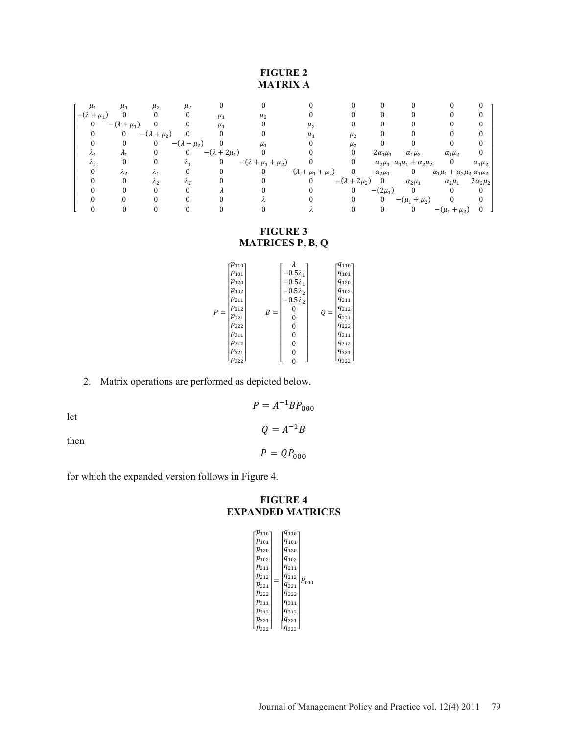**FIGURE 2**
**MATRIX A**

$$
\begin{bmatrix}
\mu_1 & \mu_1 & \mu_2 & \mu_2 & 0 & 0 & 0 & 0 & 0 & 0 & 0 & 0 \\
-(\lambda+\mu_1) & 0 & 0 & 0 & \mu_1 & \mu_2 & 0 & 0 & 0 & 0 & 0 & 0 \\
0 & -(\lambda+\mu_1) & 0 & 0 & \mu_1 & 0 & \mu_2 & 0 & 0 & 0 & 0 & 0 \\
0 & 0 & -(\lambda+\mu_2) & 0 & 0 & 0 & \mu_1 & \mu_2 & 0 & 0 & 0 & 0 \\
0 & 0 & 0 & -(\lambda+\mu_2) & 0 & \mu_1 & 0 & \mu_2 & 0 & 0 & 0 & 0 \\
\lambda_1 & \lambda_1 & 0 & 0 & -(\lambda+2\mu_1) & 0 & 0 & 0 & 2\alpha_1\mu_1 & \alpha_1\mu_2 & \alpha_1\mu_2 & 0 \\
\lambda_2 & 0 & 0 & \lambda_1 & 0 & -(\lambda+\mu_1+\mu_2) & 0 & 0 & \alpha_2\mu_1 & \alpha_1\mu_1+\alpha_2\mu_2 & 0 & \alpha_1\mu_2 \\
0 & \lambda_2 & \lambda_1 & 0 & 0 & 0 & -(\lambda+\mu_1+\mu_2) & 0 & \alpha_2\mu_1 & 0 & \alpha_1\mu_1+\alpha_2\mu_2 & \alpha_1\mu_2 \\
0 & 0 & \lambda_2 & \lambda_2 & 0 & 0 & 0 & -(\lambda+2\mu_2) & 0 & \alpha_2\mu_1 & \alpha_2\mu_1 & 2\alpha_2\mu_2 \\
0 & 0 & 0 & 0 & \lambda & 0 & 0 & 0 & -(2\mu_1) & 0 & 0 & 0 \\
0 & 0 & 0 & 0 & 0 & \lambda & 0 & 0 & 0 & -(\mu_1+\mu_2) & 0 & 0 \\
0 & 0 & 0 & 0 & 0 & 0 & \lambda & 0 & 0 & 0 & -(\mu_1+\mu_2) & 0
\end{bmatrix}
$$

**FIGURE 3**
**MATRICES P, B, Q**

$$
P = \begin{bmatrix} p_{110} \\ p_{101} \\ p_{120} \\ p_{102} \\ p_{211} \\ p_{212} \\ p_{221} \\ p_{222} \\ p_{311} \\ p_{312} \\ p_{321} \\ p_{322} \end{bmatrix}
\qquad
B = \begin{bmatrix} \lambda \\ -0.5\lambda_1 \\ -0.5\lambda_1 \\ -0.5\lambda_2 \\ -0.5\lambda_2 \\ 0 \\ 0 \\ 0 \\ 0 \\ 0 \\ 0 \\ 0 \end{bmatrix}
\qquad
Q = \begin{bmatrix} q_{110} \\ q_{101} \\ q_{120} \\ q_{102} \\ q_{211} \\ q_{212} \\ q_{221} \\ q_{222} \\ q_{311} \\ q_{312} \\ q_{321} \\ q_{322} \end{bmatrix}
$$

2. Matrix operations are performed as depicted below.

$$P = A^{-1}BP_{000}$$

let

$$Q = A^{-1}B$$

then

$$P = QP_{000}$$

for which the expanded version follows in Figure 4.

**FIGURE 4**
**EXPANDED MATRICES**

$$
\begin{bmatrix} p_{110} \\ p_{101} \\ p_{120} \\ p_{102} \\ p_{211} \\ p_{212} \\ p_{221} \\ p_{222} \\ p_{311} \\ p_{312} \\ p_{321} \\ p_{322} \end{bmatrix}
=
\begin{bmatrix} q_{110} \\ q_{101} \\ q_{120} \\ q_{102} \\ q_{211} \\ q_{212} \\ q_{221} \\ q_{222} \\ q_{311} \\ q_{312} \\ q_{321} \\ q_{322} \end{bmatrix} P_{000}
$$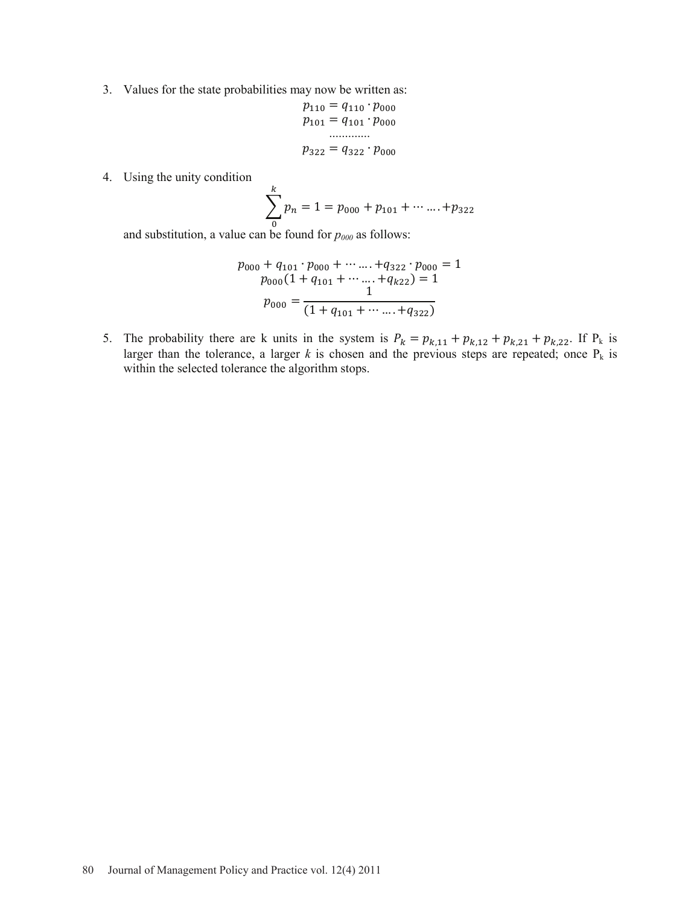3. Values for the state probabilities may now be written as:

$$p_{110} = q_{110} \cdot p_{000}$$
$$p_{101} = q_{101} \cdot p_{000}$$
$$.............$$
$$p_{322} = q_{322} \cdot p_{000}$$

4. Using the unity condition

$$\sum_{0}^{k} p_n = 1 = p_{000} + p_{101} + \cdots .... + p_{322}$$

and substitution, a value can be found for $p_{000}$ as follows:

$$p_{000} + q_{101} \cdot p_{000} + \cdots .... + q_{322} \cdot p_{000} = 1$$
$$p_{000}(1 + q_{101} + \cdots .... + q_{k22}) = 1$$
$$p_{000} = \frac{1}{(1 + q_{101} + \cdots .... + q_{322})}$$

5. The probability there are k units in the system is $P_k = p_{k,11} + p_{k,12} + p_{k,21} + p_{k,22}$. If $P_k$ is larger than the tolerance, a larger $k$ is chosen and the previous steps are repeated; once $P_k$ is within the selected tolerance the algorithm stops.